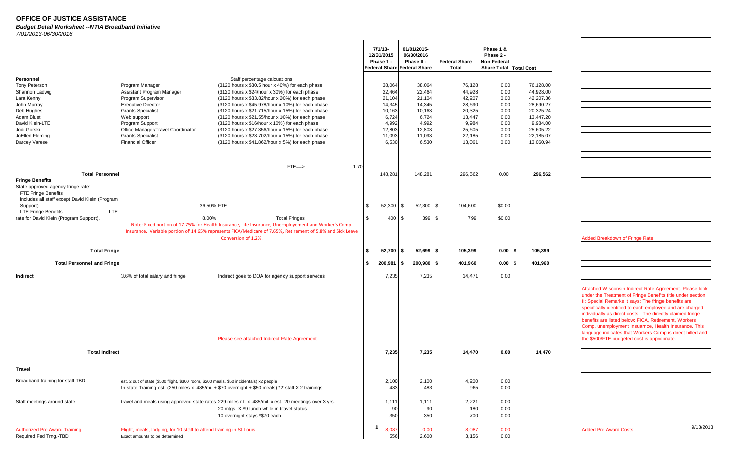# OFFICE OF JUSTICE ASSISTANCE

***Budget Detail Worksheet --NTIA Broadband Initiative***

*7/01/2013-06/30/2016*

| | | | 7/1/13-12/31/2015 Phase 1 - Federal Share | 01/01/2015-06/30/2016 Phase II - Federal Share | Federal Share Total | Phase 1 & Phase 2 - Non Federal Share Total | Total Cost | |
|---|---|---|---|---|---|---|---|---|
| **Personnel** | | Staff percentage calcuations | | | | | | |
| Tony Peterson | Program Manager | (3120 hours x $30.5 hour x 40%) for each phase | 38,064 | 38,064 | 76,128 | 0.00 | 76,128.00 | |
| Shannon Ladwig | Assistant Program Manager | (3120 hours x $24/hour x 30%) for each phase | 22,464 | 22,464 | 44,928 | 0.00 | 44,928.00 | |
| Lara Kenny | Program Supervisor | (3120 hours x $33.82/hour x 20%) for each phase | 21,104 | 21,104 | 42,207 | 0.00 | 42,207.36 | |
| John Murray | Executive Director | (3120 hours x $45.978/hour x 10%) for each phase | 14,345 | 14,345 | 28,690 | 0.00 | 28,690.27 | |
| Deb Hughes | Grants Specialist | (3120 hours x $21.715/hour x 15%) for each phase | 10,163 | 10,163 | 20,325 | 0.00 | 20,325.24 | |
| Adam Blust | Web support | (3120 hours x $21.55/hour x 10%) for each phase | 6,724 | 6,724 | 13,447 | 0.00 | 13,447.20 | |
| David Klein-LTE | Program Support | (3120 hours x $16/hour x 10%) for each phase | 4,992 | 4,992 | 9,984 | 0.00 | 9,984.00 | |
| Jodi Gorski | Office Manager/Travel Coordinator | (3120 hours x $27.356/hour x 15%) for each phase | 12,803 | 12,803 | 25,605 | 0.00 | 25,605.22 | |
| JoEllen Fleming | Grants Specialist | (3120 hours x $23.702/hour x 15%) for each phase | 11,093 | 11,093 | 22,185 | 0.00 | 22,185.07 | |
| Darcey Varese | Financial Officer | (3120 hours x $41.862/hour x 5%) for each phase | 6,530 | 6,530 | 13,061 | 0.00 | 13,060.94 | |
| | | FTE==> 1.70 | | | | | | |
| **Total Personnel** | | | 148,281 | 148,281 | 296,562 | 0.00 | **296,562** | |
| **Fringe Benefits** | | | | | | | | |
| State approved agency fringe rate: FTE Fringe Benefits includes all staff except David Klein (Program Support) | 36.50% FTE | | $ 52,300 | $ 52,300 | $ 104,600 | $0.00 | | |
| LTE Fringe Benefits rate for David Klein (Program Support). LTE | 8.00% | Total Fringes | $ 400 | $ 399 | $ 799 | $0.00 | | |
| | | Note: Fixed portion of 17.75% for Health Insurance, Life Insurance, Unemployement and Worker's Comp. Insurance. Variable portion of 14.65% represents FICA/Medicare of 7.65%, Retirement of 5.8% and Sick Leave Conversion of 1.2%. | | | | | | Added Breakdown of Fringe Rate |
| **Total Fringe** | | | **$ 52,700** | **$ 52,699** | **$ 105,399** | **0.00** | **$ 105,399** | |
| **Total Personnel and Fringe** | | | **$ 200,981** | **$ 200,980** | **$ 401,960** | **0.00** | **$ 401,960** | |
| **Indirect** | 3.6% of total salary and fringe | Indirect goes to DOA for agency support services | 7,235 | 7,235 | 14,471 | 0.00 | | |
| | | Please see attached Indirect Rate Agreement | | | | | | Attached Wisconsin Indirect Rate Agreement. Please look under the Treatment of Fringe Benefits title under section II: Special Remarks it says: The fringe benefits are specifically identified to each employee and are charged individually as direct costs. The directly claimed fringe benefits are listed below: FICA, Retirement, Workers Comp, unemployment Insuarnce, Health Insurance. This language indicates that Workers Comp is direct billed and the $500/FTE budgeted cost is appropriate. |
| **Total Indirect** | | | **7,235** | **7,235** | **14,470** | **0.00** | **14,470** | |
| **Travel** | | | | | | | | |
| Broadband training for staff-TBD | est. 2 out of state ($500 flight, $300 room, $200 meals, $50 incidentals) x2 people | | 2,100 | 2,100 | 4,200 | 0.00 | | |
| | In-state Training-est. (250 miles x .485/mi. + $70 overnight + $50 meals) *2 staff X 2 trainings | | 483 | 483 | 965 | 0.00 | | |
| Staff meetings around state | travel and meals using approved state rates 229 miles r.t. x .485/mil. x est. 20 meetings over 3 yrs. | | 1,111 | 1,111 | 2,221 | 0.00 | | |
| | | 20 mtgs. X $9 lunch while in travel status | 90 | 90 | 180 | 0.00 | | |
| | | 10 overnight stays *$70 each | 350 | 350 | 700 | 0.00 | | |
| Authorized Pre Award Training | Flight, meals, lodging, for 10 staff to attend training in St Louis | | 8,087 | 0.00 | 8,087 | 0.00 | | Added Pre Award Costs 9/13/2013 |
| Required Fed Trng.-TBD | Exact amounts to be determined | | 556 | 2,600 | 3,156 | 0.00 | | |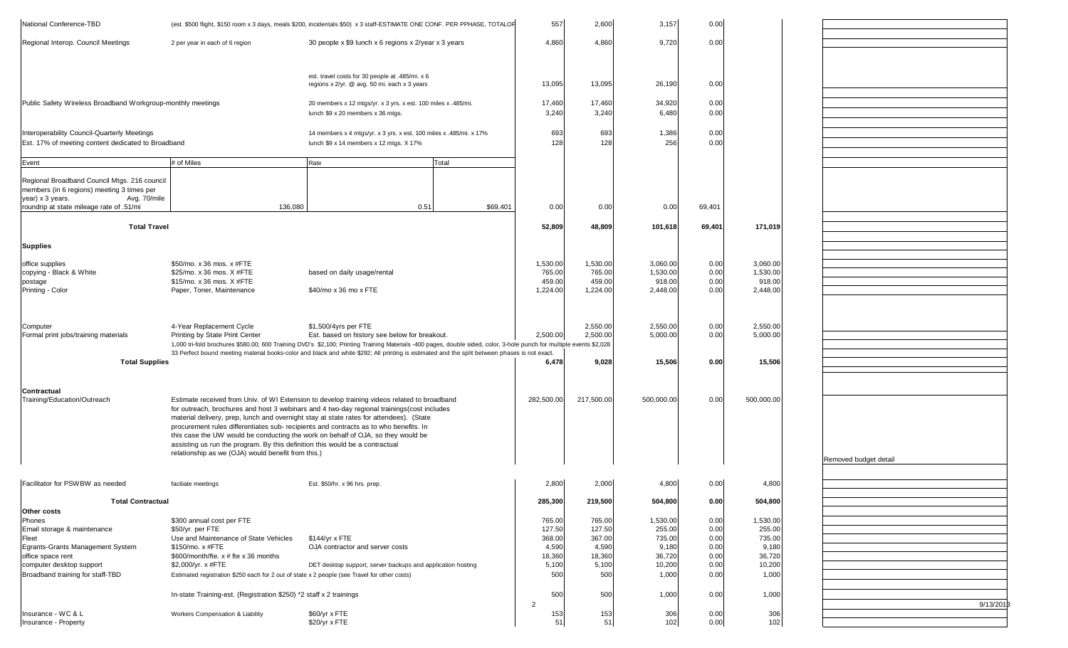| Item | Description | Calculation | | Col1 | Col2 | Total | Col4 | Col5 | Notes |
|---|---|---|---|---|---|---|---|---|---|
| National Conference-TBD | (est. $500 flight, $150 room x 3 days, meals $200, incidentals $50) x 3 staff-ESTIMATE ONE CONF. PER PPHASE, TOTALOF | | | 557 | 2,600 | 3,157 | 0.00 | | |
| Regional Interop. Council Meetings | 2 per year in each of 6 region | 30 people x $9 lunch x 6 regions x 2/year x 3 years | | 4,860 | 4,860 | 9,720 | 0.00 | | |
| | | est. travel costs for 30 people at .485/mi. x 6 regions x 2/yr. @ avg. 50 mi. each x 3 years | | 13,095 | 13,095 | 26,190 | 0.00 | | |
| Public Safety Wireless Broadband Workgroup-monthly meetings | | 20 members x 12 mtgs/yr. x 3 yrs. x est. 100 miles x .485/mi. | | 17,460 | 17,460 | 34,920 | 0.00 | | |
| | | lunch $9 x 20 members x 36 mtgs. | | 3,240 | 3,240 | 6,480 | 0.00 | | |
| Interoperability Council-Quarterly Meetings | | 14 members x 4 mtgs/yr. x 3 yrs. x est. 100 miles x .485/mi. x 17% | | 693 | 693 | 1,386 | 0.00 | | |
| Est. 17% of meeting content dedicated to Broadband | | lunch $9 x 14 members x 12 mtgs. X 17% | | 128 | 128 | 256 | 0.00 | | |
| Event | # of Miles | Rate | Total | | | | | | |
| Regional Broadband Council Mtgs. 216 council members (in 6 regions) meeting 3 times per year) x 3 years. Avg. 70/mile roundrip at state mileage rate of .51/mi | 136,080 | 0.51 | $69,401 | 0.00 | 0.00 | 0.00 | 69,401 | | |
| **Total Travel** | | | | **52,809** | **48,809** | **101,618** | **69,401** | **171,019** | |
| **Supplies** | | | | | | | | | |
| office supplies | $50/mo. x 36 mos. x #FTE | | | 1,530.00 | 1,530.00 | 3,060.00 | 0.00 | 3,060.00 | |
| copying - Black & White | $25/mo. x 36 mos. X #FTE | based on daily usage/rental | | 765.00 | 765.00 | 1,530.00 | 0.00 | 1,530.00 | |
| postage | $15/mo. x 36 mos. X #FTE | | | 459.00 | 459.00 | 918.00 | 0.00 | 918.00 | |
| Printing - Color | Paper, Toner, Maintenance | $40/mo x 36 mo x FTE | | 1,224.00 | 1,224.00 | 2,448.00 | 0.00 | 2,448.00 | |
| Computer | 4-Year Replacement Cycle | $1,500/4yrs per FTE | | | 2,550.00 | 2,550.00 | 0.00 | 2,550.00 | |
| Formal print jobs/training materials | Printing by State Print Center | Est. based on history see below for breakout. | | 2,500.00 | 2,500.00 | 5,000.00 | 0.00 | 5,000.00 | |
| | 1,000 tri-fold brochures $580.00; 600 Training DVD's $2,100; Printing Training Materials -400 pages, double sided, color, 3-hole punch for multiple events $2,028 33 Perfect bound meeting material books-color and black and white $292; All printing is estimated and the split between phases is not exact. | | | | | | | | |
| **Total Supplies** | | | | **6,478** | **9,028** | **15,506** | **0.00** | **15,506** | |
| **Contractual** | | | | | | | | | |
| Training/Education/Outreach | Estimate received from Univ. of WI Extension to develop training videos related to broadband for outreach, brochures and host 3 webinars and 4 two-day regional trainings(cost includes material delivery, prep, lunch and overnight stay at state rates for attendees). (State procurement rules differentiates sub- recipients and contracts as to who benefits. In this case the UW would be conducting the work on behalf of OJA, so they would be assisting us run the program. By this definition this would be a contractual relationship as we (OJA) would benefit from this.) | | | 282,500.00 | 217,500.00 | 500,000.00 | 0.00 | 500,000.00 | Removed budget detail |
| Facilitator for PSWBW as needed | faciliate meetings | Est. $50/hr. x 96 hrs. prep. | | 2,800 | 2,000 | 4,800 | 0.00 | 4,800 | |
| **Total Contractual** | | | | **285,300** | **219,500** | **504,800** | **0.00** | **504,800** | |
| **Other costs** | | | | | | | | | |
| Phones | $300 annual cost per FTE | | | 765.00 | 765.00 | 1,530.00 | 0.00 | 1,530.00 | |
| Email storage & maintenance | $50/yr. per FTE | | | 127.50 | 127.50 | 255.00 | 0.00 | 255.00 | |
| Fleet | Use and Maintenance of State Vehicles | $144/yr x FTE | | 368.00 | 367.00 | 735.00 | 0.00 | 735.00 | |
| Egrants-Grants Management System | $150/mo. x #FTE | OJA contractor and server costs | | 4,590 | 4,590 | 9,180 | 0.00 | 9,180 | |
| office space rent | $600/month/fte. x # fte x 36 months | | | 18,360 | 18,360 | 36,720 | 0.00 | 36,720 | |
| computer desktop support | $2,000/yr. x #FTE | DET desktop support, server backups and application hosting | | 5,100 | 5,100 | 10,200 | 0.00 | 10,200 | |
| Broadband training for staff-TBD | Estimated registration $250 each for 2 out of state x 2 people (see Travel for other costs) | | | 500 | 500 | 1,000 | 0.00 | 1,000 | |
| | In-state Training-est. (Registration $250) *2 staff x 2 trainings | | | 500 | 500 | 1,000 | 0.00 | 1,000 | |
| | | | | 2 | | | | | 9/13/2013 |
| Insurance - WC & L | Workers Compensation & Liability | $60/yr x FTE | | 153 | 153 | 306 | 0.00 | 306 | |
| Insurance - Property | | $20/yr x FTE | | 51 | 51 | 102 | 0.00 | 102 | |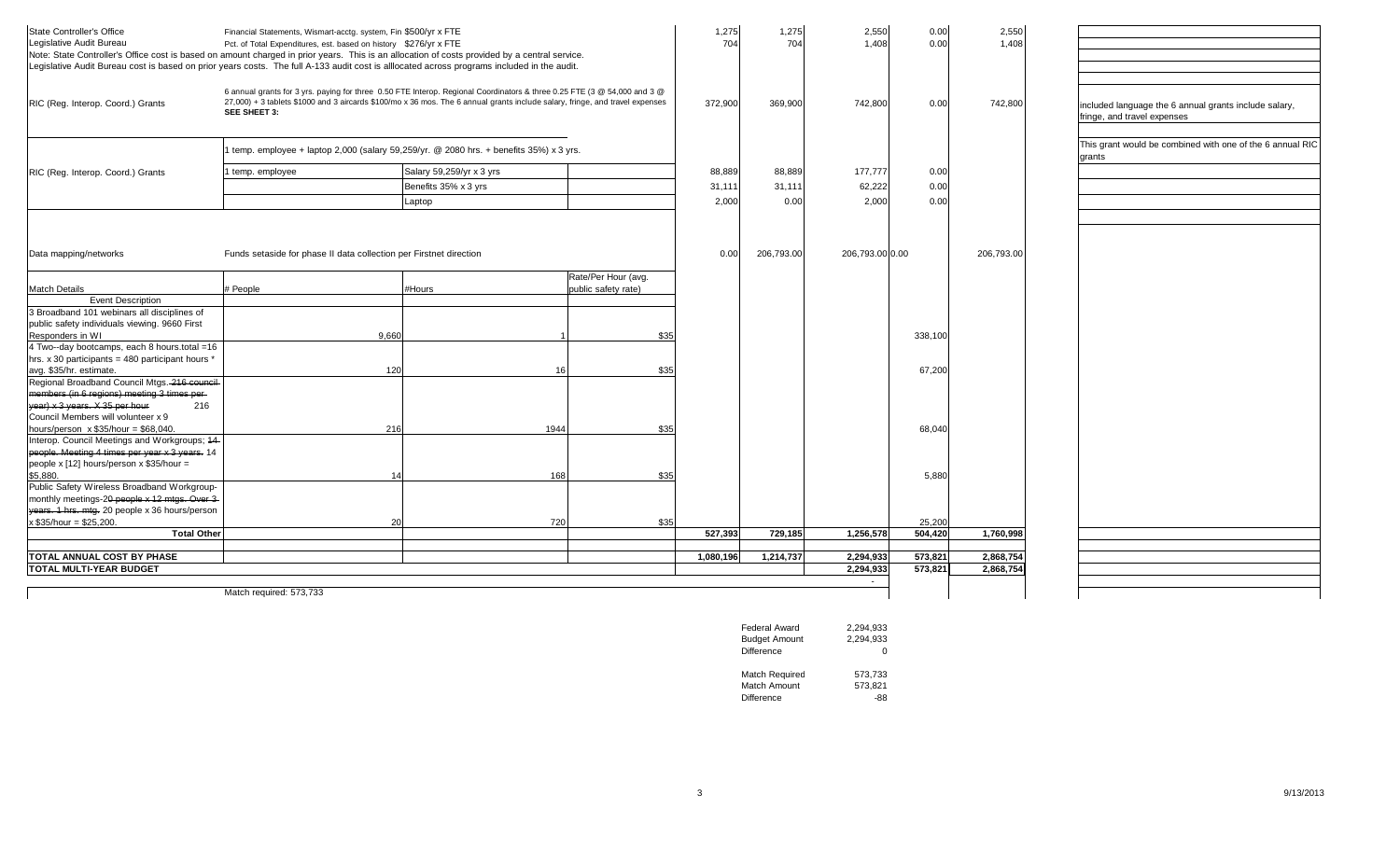| | | | | | | | | | | |
|---|---|---|---|---|---|---|---|---|---|---|
| State Controller's Office | Financial Statements, Wismart-acctg. system, Fin $500/yr x FTE | | | 1,275 | 1,275 | 2,550 | 0.00 | 2,550 | | |
| Legislative Audit Bureau | Pct. of Total Expenditures, est. based on history $276/yr x FTE | | | 704 | 704 | 1,408 | 0.00 | 1,408 | | |
| Note: State Controller's Office cost is based on amount charged in prior years. This is an allocation of costs provided by a central service. Legislative Audit Bureau cost is based on prior years costs. The full A-133 audit cost is alllocated across programs included in the audit. | | | | | | | | | | |
| RIC (Reg. Interop. Coord.) Grants | 6 annual grants for 3 yrs. paying for three 0.50 FTE Interop. Regional Coordinators & three 0.25 FTE (3 @ 54,000 and 3 @ 27,000) + 3 tablets $1000 and 3 aircards $100/mo x 36 mos. The 6 annual grants include salary, fringe, and travel expenses **SEE SHEET 3:** | | | 372,900 | 369,900 | 742,800 | 0.00 | 742,800 | | included language the 6 annual grants include salary, fringe, and travel expenses |
| | 1 temp. employee + laptop 2,000 (salary 59,259/yr. @ 2080 hrs. + benefits 35%) x 3 yrs. | | | | | | | | | This grant would be combined with one of the 6 annual RIC grants |
| RIC (Reg. Interop. Coord.) Grants | 1 temp. employee | Salary 59,259/yr x 3 yrs | | 88,889 | 88,889 | 177,777 | 0.00 | | | |
| | | Benefits 35% x 3 yrs | | 31,111 | 31,111 | 62,222 | 0.00 | | | |
| | | Laptop | | 2,000 | 0.00 | 2,000 | 0.00 | | | |
| Data mapping/networks | Funds setaside for phase II data collection per Firstnet direction | | | 0.00 | 206,793.00 | 206,793.00 | 0.00 | 206,793.00 | | |
| Match Details | # People | #Hours | Rate/Per Hour (avg. public safety rate) | | | | | | | |
| Event Description | | | | | | | | | | |
| 3 Broadband 101 webinars all disciplines of public safety individuals viewing. 9660 First Responders in WI | 9,660 | 1 | $35 | | | | 338,100 | | | |
| 4 Two--day bootcamps, each 8 hours.total =16 hrs. x 30 participants = 480 participant hours * avg. $35/hr. estimate. | 120 | 16 | $35 | | | | 67,200 | | | |
| Regional Broadband Council Mtgs. ~~216 council members (in 6 regions) meeting 3 times per year) x 3 years. X 35 per hour~~ 216 Council Members will volunteer x 9 hours/person x $35/hour = $68,040. | 216 | 1944 | $35 | | | | 68,040 | | | |
| Interop. Council Meetings and Workgroups; ~~14 people. Meeting 4 times per year x 3 years.~~ 14 people x [12] hours/person x $35/hour = $5,880. | 14 | 168 | $35 | | | | 5,880 | | | |
| Public Safety Wireless Broadband Workgroup-monthly meetings-~~20 people x 12 mtgs. Over 3 years. 1 hrs. mtg.~~ 20 people x 36 hours/person x $35/hour = $25,200. | 20 | 720 | $35 | | | | 25,200 | | | |
| **Total Other** | | | | **527,393** | **729,185** | **1,256,578** | **504,420** | **1,760,998** | | |
| **TOTAL ANNUAL COST BY PHASE** | | | | **1,080,196** | **1,214,737** | **2,294,933** | **573,821** | **2,868,754** | | |
| **TOTAL MULTI-YEAR BUDGET** | | | | | | **2,294,933** | **573,821** | **2,868,754** | | |
| | | | | | | - | | | | |
| | Match required: 573,733 | | | | | | | | | |

| | |
|---|---|
| Federal Award | 2,294,933 |
| Budget Amount | 2,294,933 |
| Difference | 0 |
| | |
| Match Required | 573,733 |
| Match Amount | 573,821 |
| Difference | -88 |

9/13/2013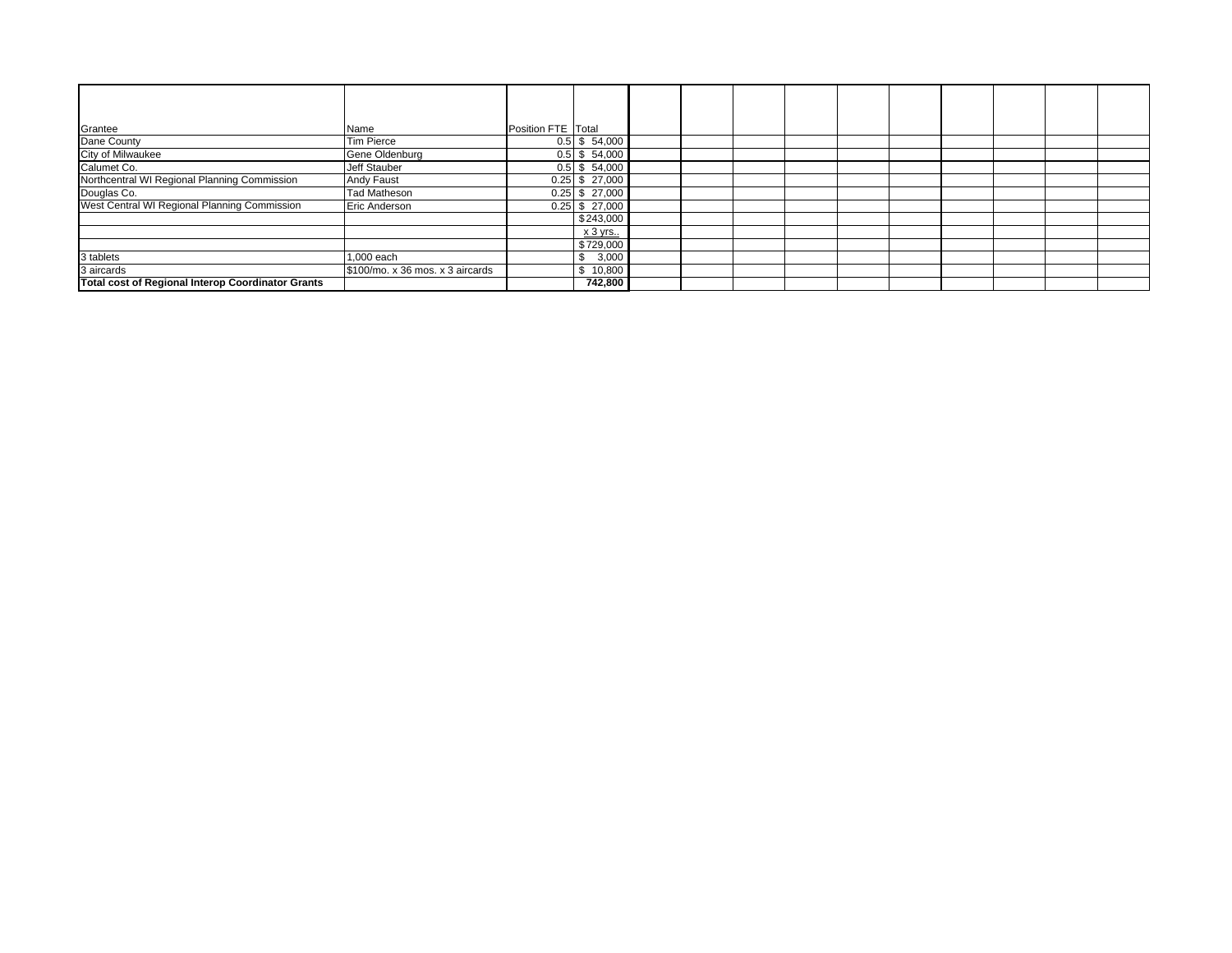| Grantee | Name | Position FTE | Total |
|---|---|---|---|
| Dane County | Tim Pierce | 0.5 | $ 54,000 |
| City of Milwaukee | Gene Oldenburg | 0.5 | $ 54,000 |
| Calumet Co. | Jeff Stauber | 0.5 | $ 54,000 |
| Northcentral WI Regional Planning Commission | Andy Faust | 0.25 | $ 27,000 |
| Douglas Co. | Tad Matheson | 0.25 | $ 27,000 |
| West Central WI Regional Planning Commission | Eric Anderson | 0.25 | $ 27,000 |
| | | | $243,000 |
| | | | x 3 yrs.. |
| | | | $729,000 |
| 3 tablets | 1,000 each | | $ 3,000 |
| 3 aircards | $100/mo. x 36 mos. x 3 aircards | | $ 10,800 |
| **Total cost of Regional Interop Coordinator Grants** | | | **742,800** |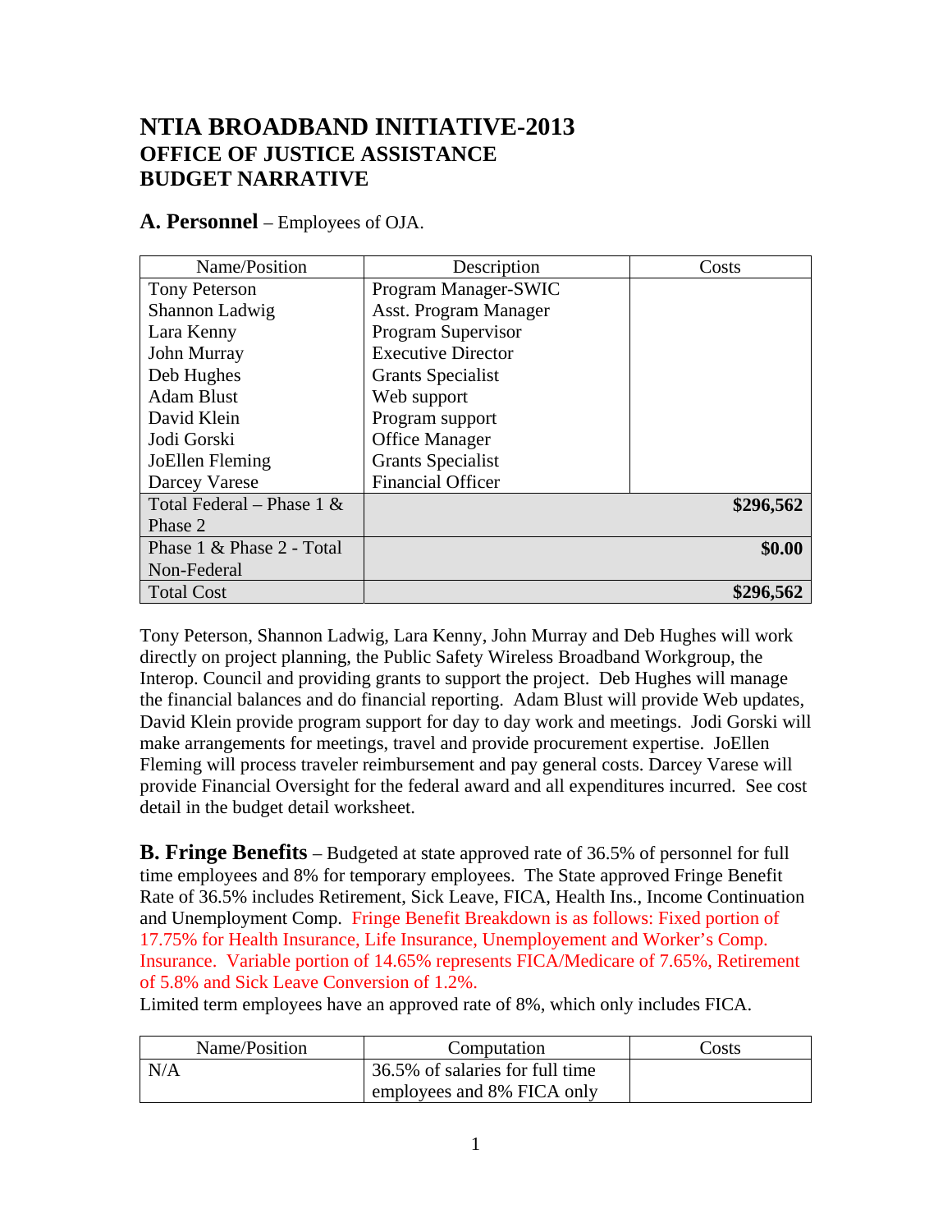# NTIA BROADBAND INITIATIVE-2013
## OFFICE OF JUSTICE ASSISTANCE
## BUDGET NARRATIVE

### A. Personnel – Employees of OJA.

| Name/Position | Description | Costs |
|---|---|---|
| Tony Peterson<br>Shannon Ladwig<br>Lara Kenny<br>John Murray<br>Deb Hughes<br>Adam Blust<br>David Klein<br>Jodi Gorski<br>JoEllen Fleming<br>Darcey Varese | Program Manager-SWIC<br>Asst. Program Manager<br>Program Supervisor<br>Executive Director<br>Grants Specialist<br>Web support<br>Program support<br>Office Manager<br>Grants Specialist<br>Financial Officer | |
| Total Federal – Phase 1 & Phase 2 | | **$296,562** |
| Phase 1 & Phase 2 - Total Non-Federal | | **$0.00** |
| Total Cost | | **$296,562** |

Tony Peterson, Shannon Ladwig, Lara Kenny, John Murray and Deb Hughes will work directly on project planning, the Public Safety Wireless Broadband Workgroup, the Interop. Council and providing grants to support the project. Deb Hughes will manage the financial balances and do financial reporting. Adam Blust will provide Web updates, David Klein provide program support for day to day work and meetings. Jodi Gorski will make arrangements for meetings, travel and provide procurement expertise. JoEllen Fleming will process traveler reimbursement and pay general costs. Darcey Varese will provide Financial Oversight for the federal award and all expenditures incurred. See cost detail in the budget detail worksheet.

### B. Fringe Benefits – Budgeted at state approved rate of 36.5% of personnel for full time employees and 8% for temporary employees. The State approved Fringe Benefit Rate of 36.5% includes Retirement, Sick Leave, FICA, Health Ins., Income Continuation and Unemployment Comp. Fringe Benefit Breakdown is as follows: Fixed portion of 17.75% for Health Insurance, Life Insurance, Unemployement and Worker's Comp. Insurance. Variable portion of 14.65% represents FICA/Medicare of 7.65%, Retirement of 5.8% and Sick Leave Conversion of 1.2%.

Limited term employees have an approved rate of 8%, which only includes FICA.

| Name/Position | Computation | Costs |
|---|---|---|
| N/A | 36.5% of salaries for full time employees and 8% FICA only | |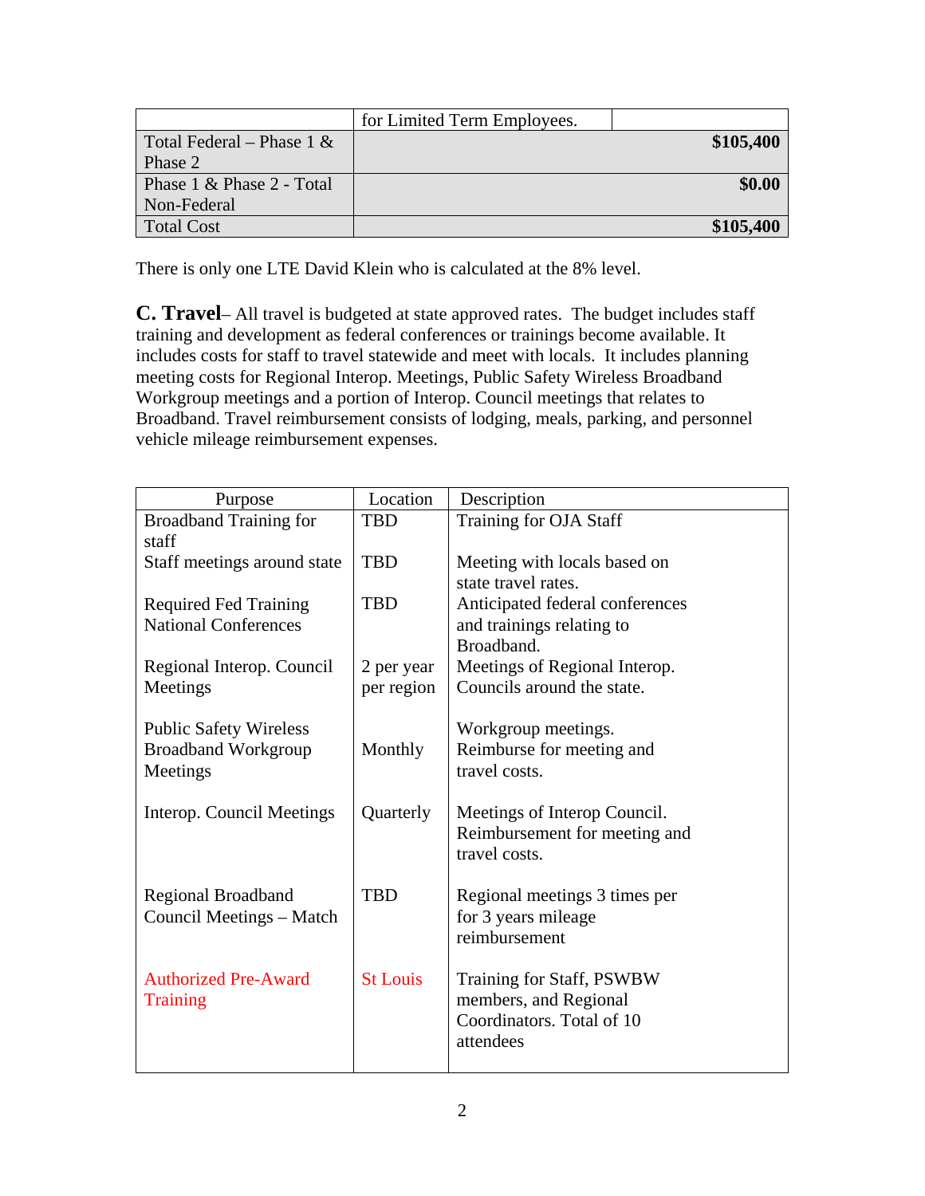| | | |
|---|---|---|
| | for Limited Term Employees. | |
| Total Federal – Phase 1 & Phase 2 | | **$105,400** |
| Phase 1 & Phase 2 - Total Non-Federal | | **$0.00** |
| Total Cost | | **$105,400** |

There is only one LTE David Klein who is calculated at the 8% level.

**C. Travel**– All travel is budgeted at state approved rates. The budget includes staff training and development as federal conferences or trainings become available. It includes costs for staff to travel statewide and meet with locals. It includes planning meeting costs for Regional Interop. Meetings, Public Safety Wireless Broadband Workgroup meetings and a portion of Interop. Council meetings that relates to Broadband. Travel reimbursement consists of lodging, meals, parking, and personnel vehicle mileage reimbursement expenses.

| Purpose | Location | Description |
|---|---|---|
| Broadband Training for staff | TBD | Training for OJA Staff |
| Staff meetings around state | TBD | Meeting with locals based on state travel rates. |
| Required Fed Training National Conferences | TBD | Anticipated federal conferences and trainings relating to Broadband. |
| Regional Interop. Council Meetings | 2 per year per region | Meetings of Regional Interop. Councils around the state. |
| Public Safety Wireless Broadband Workgroup Meetings | Monthly | Workgroup meetings. Reimburse for meeting and travel costs. |
| Interop. Council Meetings | Quarterly | Meetings of Interop Council. Reimbursement for meeting and travel costs. |
| Regional Broadband Council Meetings – Match | TBD | Regional meetings 3 times per for 3 years mileage reimbursement |
| Authorized Pre-Award Training | St Louis | Training for Staff, PSWBW members, and Regional Coordinators. Total of 10 attendees |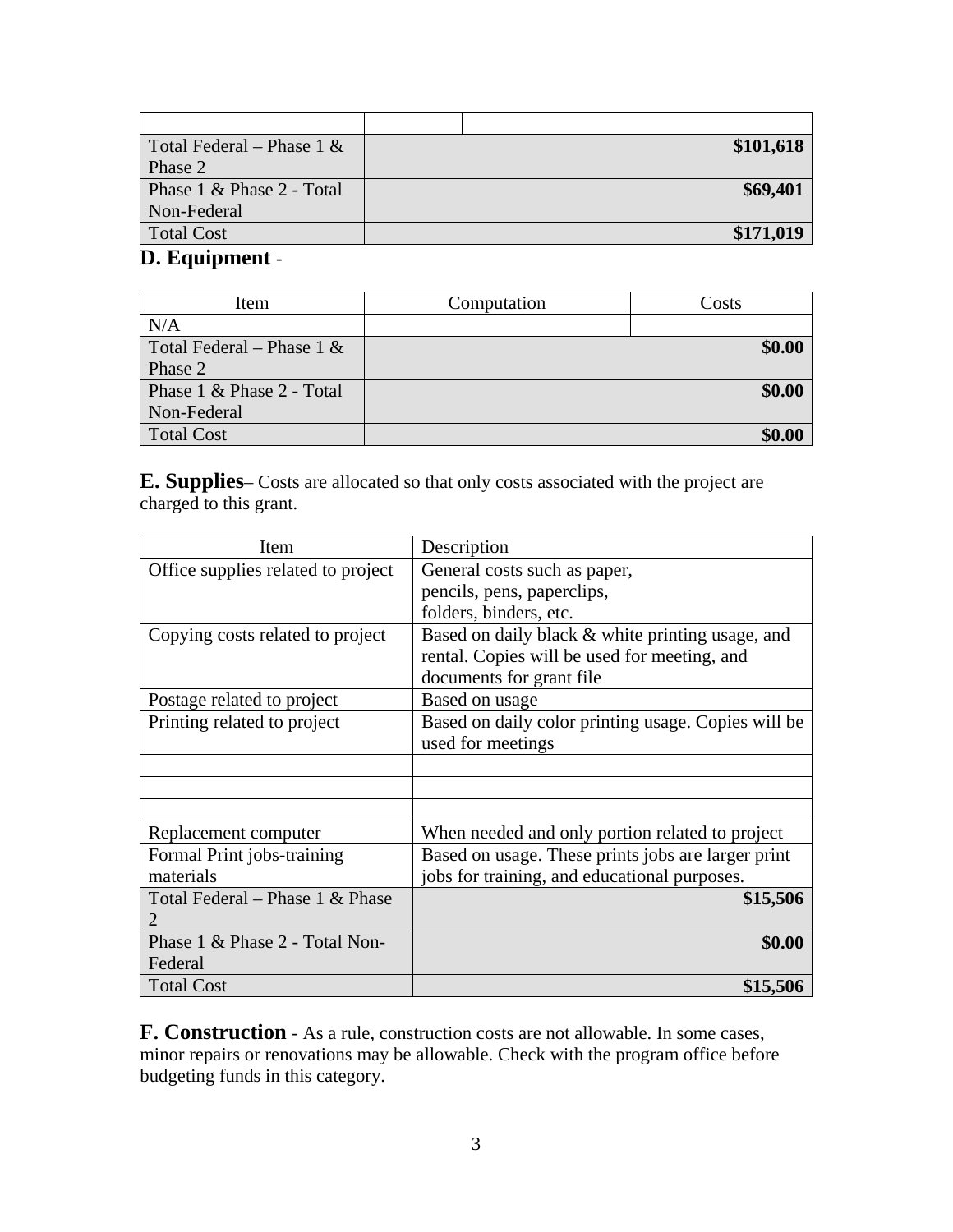| | | |
|---|---|---|
| | | |
| Total Federal – Phase 1 & Phase 2 | | **$101,618** |
| Phase 1 & Phase 2 - Total Non-Federal | | **$69,401** |
| Total Cost | | **$171,019** |

## D. Equipment -

| Item | Computation | Costs |
|---|---|---|
| N/A | | |
| Total Federal – Phase 1 & Phase 2 | | **$0.00** |
| Phase 1 & Phase 2 - Total Non-Federal | | **$0.00** |
| Total Cost | | **$0.00** |

**E. Supplies**– Costs are allocated so that only costs associated with the project are charged to this grant.

| Item | Description |
|---|---|
| Office supplies related to project | General costs such as paper, pencils, pens, paperclips, folders, binders, etc. |
| Copying costs related to project | Based on daily black & white printing usage, and rental. Copies will be used for meeting, and documents for grant file |
| Postage related to project | Based on usage |
| Printing related to project | Based on daily color printing usage. Copies will be used for meetings |
| | |
| | |
| | |
| Replacement computer | When needed and only portion related to project |
| Formal Print jobs-training materials | Based on usage. These prints jobs are larger print jobs for training, and educational purposes. |
| Total Federal – Phase 1 & Phase 2 | **$15,506** |
| Phase 1 & Phase 2 - Total Non-Federal | **$0.00** |
| Total Cost | **$15,506** |

**F. Construction** - As a rule, construction costs are not allowable. In some cases, minor repairs or renovations may be allowable. Check with the program office before budgeting funds in this category.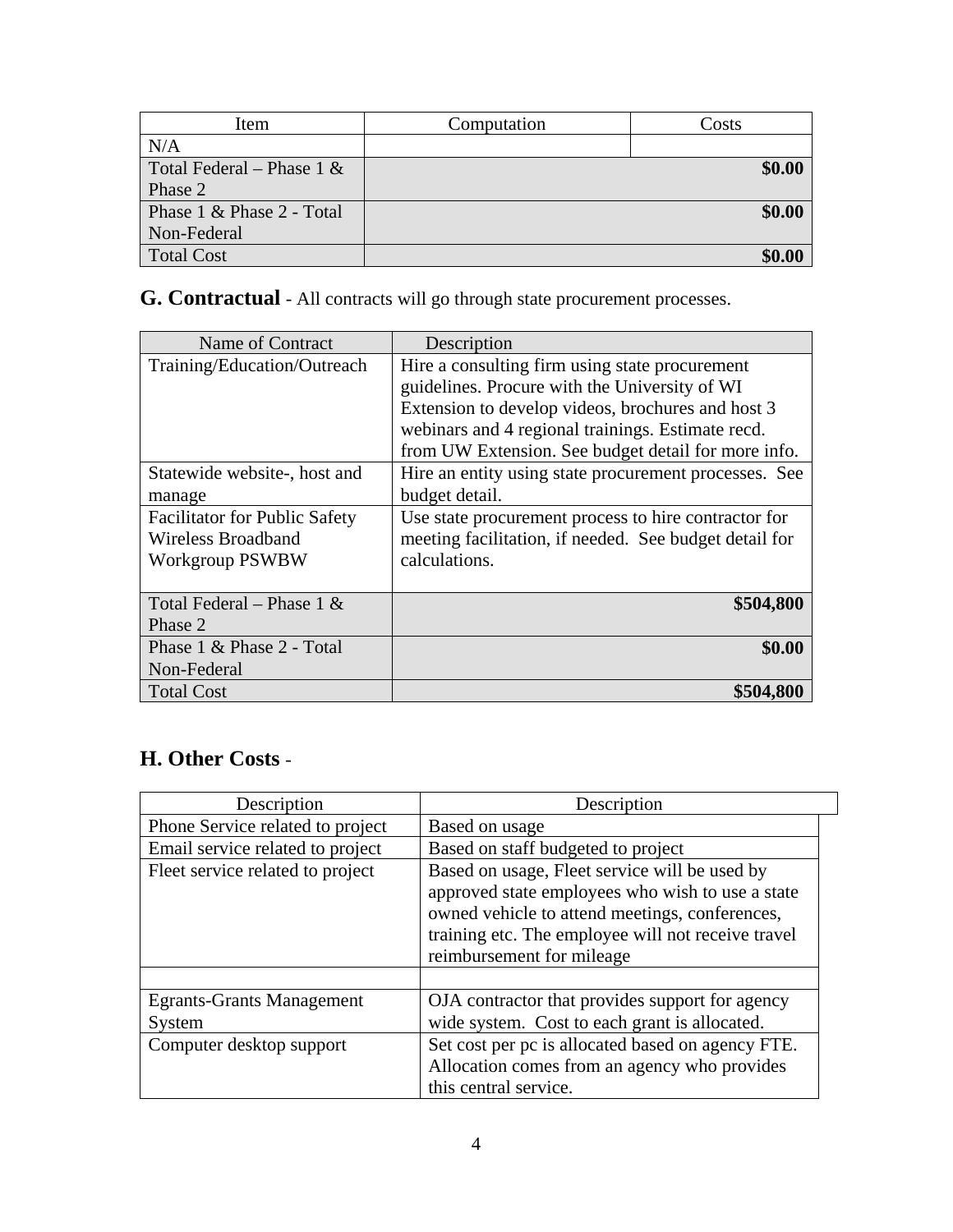| Item | Computation | Costs |
| --- | --- | --- |
| N/A | | |
| Total Federal – Phase 1 & Phase 2 | | **$0.00** |
| Phase 1 & Phase 2 - Total Non-Federal | | **$0.00** |
| Total Cost | | **$0.00** |

## G. Contractual - All contracts will go through state procurement processes.

| Name of Contract | Description |
| --- | --- |
| Training/Education/Outreach | Hire a consulting firm using state procurement guidelines. Procure with the University of WI Extension to develop videos, brochures and host 3 webinars and 4 regional trainings. Estimate recd. from UW Extension. See budget detail for more info. |
| Statewide website-, host and manage | Hire an entity using state procurement processes. See budget detail. |
| Facilitator for Public Safety Wireless Broadband Workgroup PSWBW | Use state procurement process to hire contractor for meeting facilitation, if needed. See budget detail for calculations. |
| Total Federal – Phase 1 & Phase 2 | **$504,800** |
| Phase 1 & Phase 2 - Total Non-Federal | **$0.00** |
| Total Cost | **$504,800** |

## H. Other Costs -

| Description | Description |
| --- | --- |
| Phone Service related to project | Based on usage |
| Email service related to project | Based on staff budgeted to project |
| Fleet service related to project | Based on usage, Fleet service will be used by approved state employees who wish to use a state owned vehicle to attend meetings, conferences, training etc. The employee will not receive travel reimbursement for mileage |
| | |
| Egrants-Grants Management System | OJA contractor that provides support for agency wide system. Cost to each grant is allocated. |
| Computer desktop support | Set cost per pc is allocated based on agency FTE. Allocation comes from an agency who provides this central service. |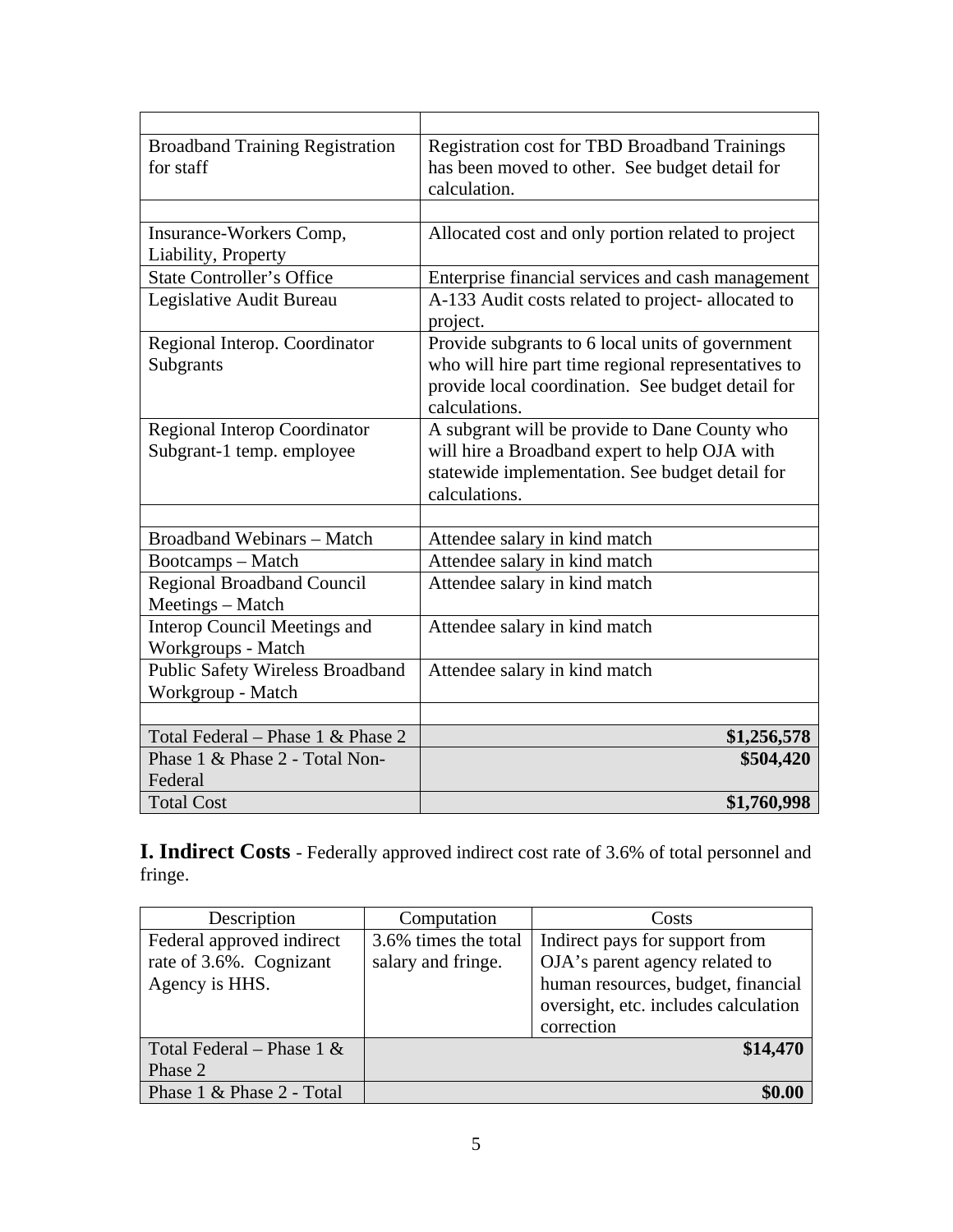| | |
|---|---|
| | |
| Broadband Training Registration for staff | Registration cost for TBD Broadband Trainings has been moved to other. See budget detail for calculation. |
| | |
| Insurance-Workers Comp, Liability, Property | Allocated cost and only portion related to project |
| State Controller's Office | Enterprise financial services and cash management |
| Legislative Audit Bureau | A-133 Audit costs related to project- allocated to project. |
| Regional Interop. Coordinator Subgrants | Provide subgrants to 6 local units of government who will hire part time regional representatives to provide local coordination. See budget detail for calculations. |
| Regional Interop Coordinator Subgrant-1 temp. employee | A subgrant will be provide to Dane County who will hire a Broadband expert to help OJA with statewide implementation. See budget detail for calculations. |
| | |
| Broadband Webinars – Match | Attendee salary in kind match |
| Bootcamps – Match | Attendee salary in kind match |
| Regional Broadband Council Meetings – Match | Attendee salary in kind match |
| Interop Council Meetings and Workgroups - Match | Attendee salary in kind match |
| Public Safety Wireless Broadband Workgroup - Match | Attendee salary in kind match |
| | |
| Total Federal – Phase 1 & Phase 2 | **$1,256,578** |
| Phase 1 & Phase 2 - Total Non-Federal | **$504,420** |
| Total Cost | **$1,760,998** |

**I. Indirect Costs** - Federally approved indirect cost rate of 3.6% of total personnel and fringe.

| Description | Computation | Costs |
|---|---|---|
| Federal approved indirect rate of 3.6%. Cognizant Agency is HHS. | 3.6% times the total salary and fringe. | Indirect pays for support from OJA's parent agency related to human resources, budget, financial oversight, etc. includes calculation correction |
| Total Federal – Phase 1 & Phase 2 | | **$14,470** |
| Phase 1 & Phase 2 - Total | | **$0.00** |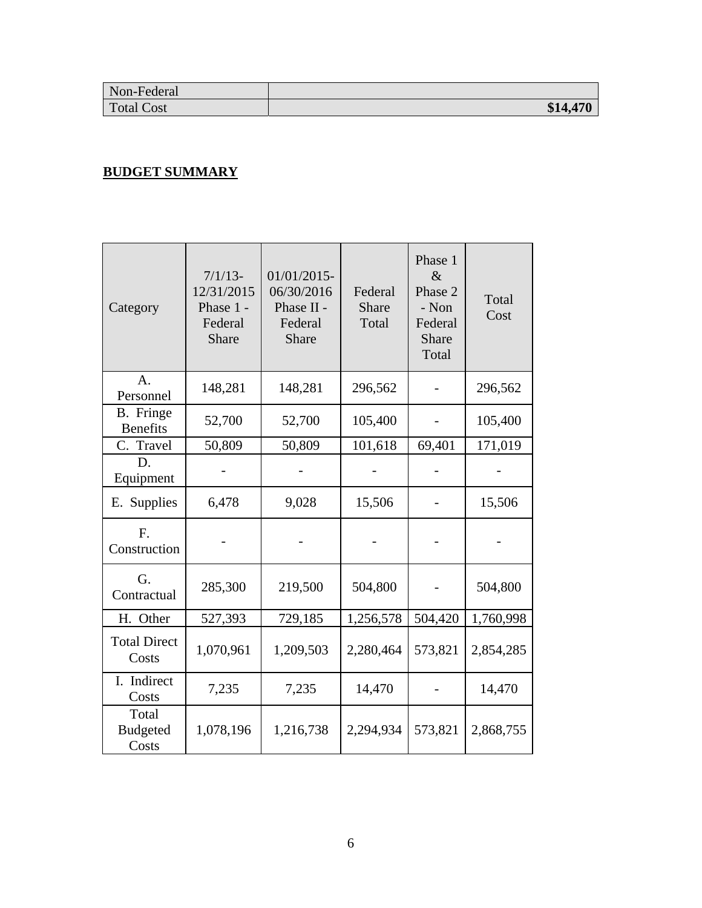| | |
|---|---|
| Non-Federal | |
| Total Cost | **$14,470** |

## BUDGET SUMMARY

| Category | 7/1/13-12/31/2015 Phase 1 - Federal Share | 01/01/2015-06/30/2016 Phase II - Federal Share | Federal Share Total | Phase 1 & Phase 2 - Non Federal Share Total | Total Cost |
|---|---|---|---|---|---|
| A. Personnel | 148,281 | 148,281 | 296,562 | - | 296,562 |
| B. Fringe Benefits | 52,700 | 52,700 | 105,400 | - | 105,400 |
| C. Travel | 50,809 | 50,809 | 101,618 | 69,401 | 171,019 |
| D. Equipment | - | - | - | - | - |
| E. Supplies | 6,478 | 9,028 | 15,506 | - | 15,506 |
| F. Construction | - | - | - | - | - |
| G. Contractual | 285,300 | 219,500 | 504,800 | - | 504,800 |
| H. Other | 527,393 | 729,185 | 1,256,578 | 504,420 | 1,760,998 |
| Total Direct Costs | 1,070,961 | 1,209,503 | 2,280,464 | 573,821 | 2,854,285 |
| I. Indirect Costs | 7,235 | 7,235 | 14,470 | - | 14,470 |
| Total Budgeted Costs | 1,078,196 | 1,216,738 | 2,294,934 | 573,821 | 2,868,755 |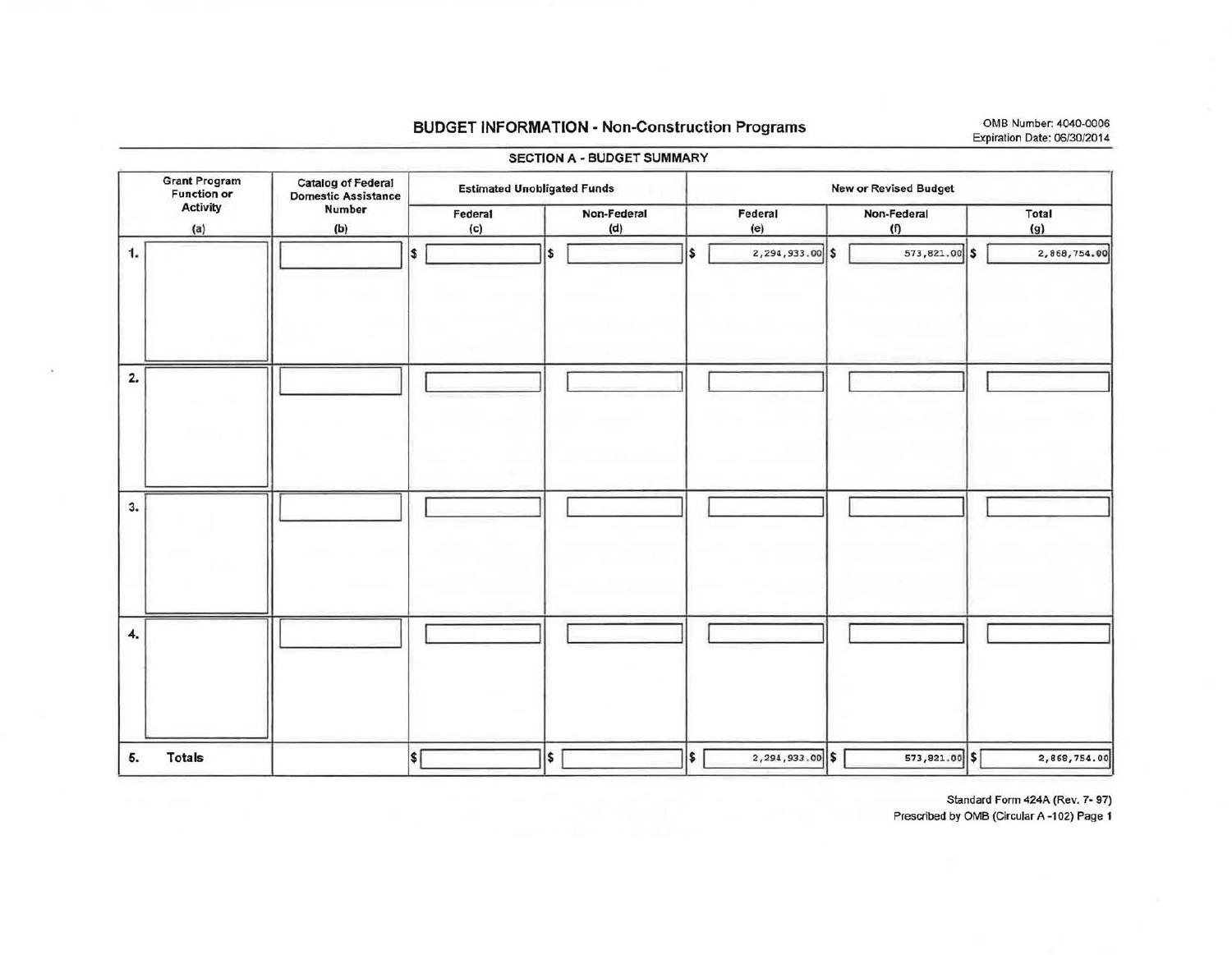# BUDGET INFORMATION - Non-Construction Programs

OMB Number: 4040-0006
Expiration Date: 06/30/2014

## SECTION A - BUDGET SUMMARY

| Grant Program Function or Activity (a) | Catalog of Federal Domestic Assistance Number (b) | Estimated Unobligated Funds | | New or Revised Budget | | |
|---|---|---|---|---|---|---|
| | | Federal (c) | Non-Federal (d) | Federal (e) | Non-Federal (f) | Total (g) |
| 1. | | $ | $ | $ 2,294,933.00 | $ 573,821.00 | $ 2,868,754.00 |
| 2. | | | | | | |
| 3. | | | | | | |
| 4. | | | | | | |
| 5. Totals | | $ | $ | $ 2,294,933.00 | $ 573,821.00 | $ 2,868,754.00 |

Standard Form 424A (Rev. 7- 97)
Prescribed by OMB (Circular A -102) Page 1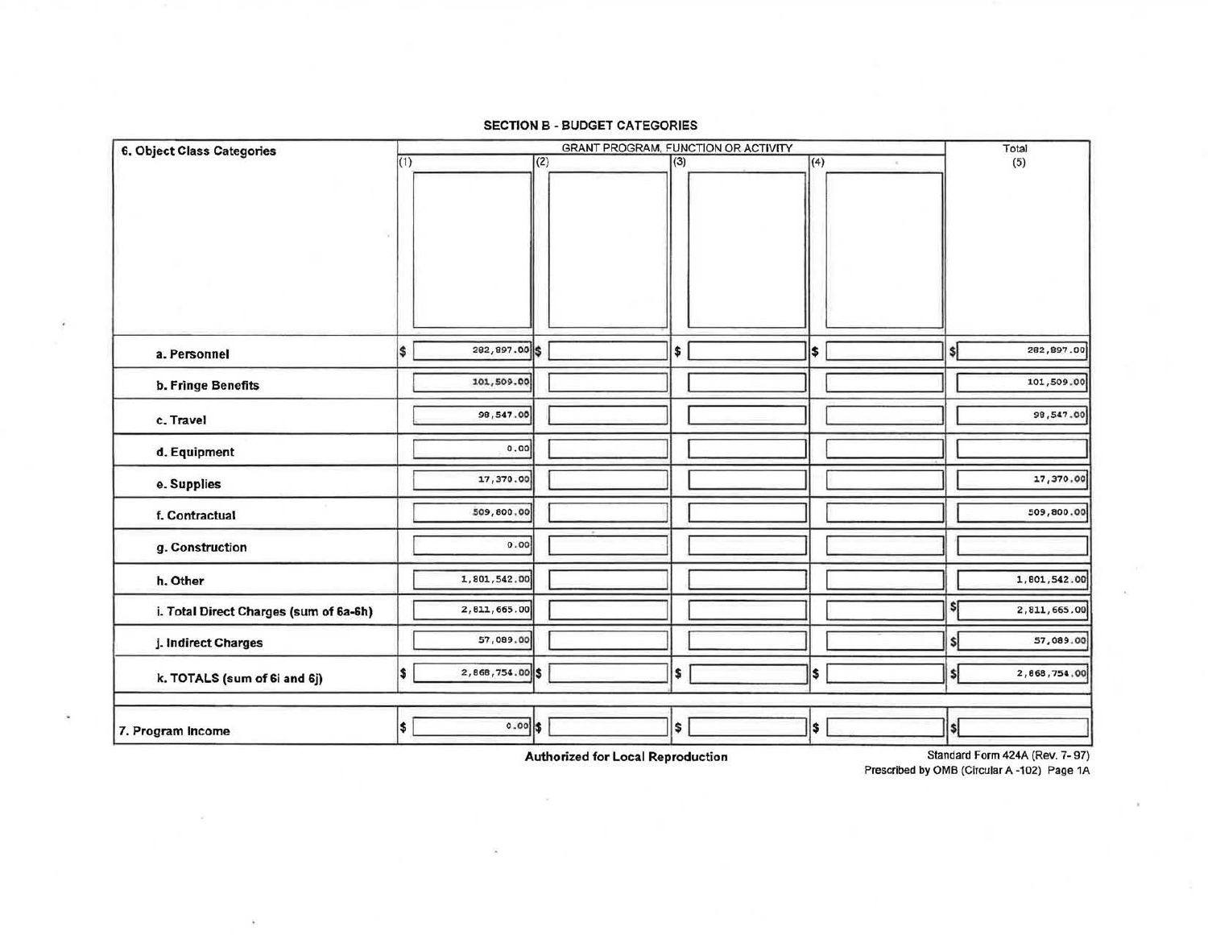## SECTION B - BUDGET CATEGORIES

| 6. Object Class Categories | GRANT PROGRAM, FUNCTION OR ACTIVITY | | | | Total |
|---|---|---|---|---|---|
| | (1) | (2) | (3) | (4) | (5) |
| a. Personnel | $ 282,897.00 | $ | $ | $ | $ 282,897.00 |
| b. Fringe Benefits | 101,509.00 | | | | 101,509.00 |
| c. Travel | 98,547.00 | | | | 98,547.00 |
| d. Equipment | 0.00 | | | | |
| e. Supplies | 17,370.00 | | | | 17,370.00 |
| f. Contractual | 509,800.00 | | | | 509,800.00 |
| g. Construction | 0.00 | | | | |
| h. Other | 1,801,542.00 | | | | 1,801,542.00 |
| i. Total Direct Charges (sum of 6a-6h) | 2,811,665.00 | | | | $ 2,811,665.00 |
| j. Indirect Charges | 57,089.00 | | | | $ 57,089.00 |
| k. TOTALS (sum of 6i and 6j) | $ 2,868,754.00 | $ | $ | $ | $ 2,868,754.00 |
| 7. Program Income | $ 0.00 | $ | $ | $ | $ |

**Authorized for Local Reproduction**

Standard Form 424A (Rev. 7- 97)
Prescribed by OMB (Circular A -102) Page 1A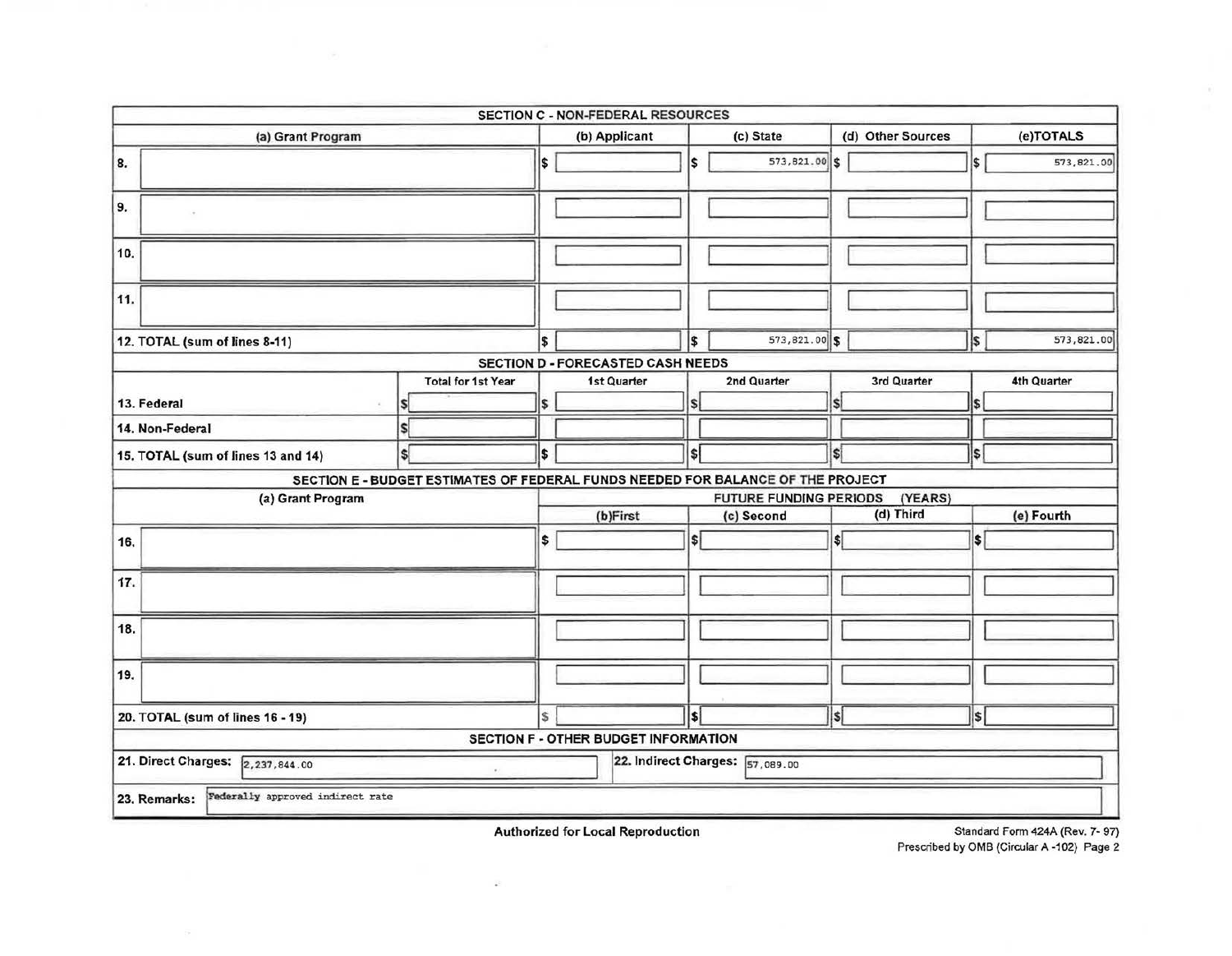## SECTION C - NON-FEDERAL RESOURCES

| (a) Grant Program | (b) Applicant | (c) State | (d) Other Sources | (e)TOTALS |
|---|---|---|---|---|
| 8. | $ | $ 573,821.00 | $ | $ 573,821.00 |
| 9. | | | | |
| 10. | | | | |
| 11. | | | | |
| 12. TOTAL (sum of lines 8-11) | $ | $ 573,821.00 | $ | $ 573,821.00 |

## SECTION D - FORECASTED CASH NEEDS

| | Total for 1st Year | 1st Quarter | 2nd Quarter | 3rd Quarter | 4th Quarter |
|---|---|---|---|---|---|
| 13. Federal | $ | $ | $ | $ | $ |
| 14. Non-Federal | $ | | | | |
| 15. TOTAL (sum of lines 13 and 14) | $ | $ | $ | $ | $ |

## SECTION E - BUDGET ESTIMATES OF FEDERAL FUNDS NEEDED FOR BALANCE OF THE PROJECT

| (a) Grant Program | FUTURE FUNDING PERIODS (YEARS) | | | |
|---|---|---|---|---|
| | (b)First | (c) Second | (d) Third | (e) Fourth |
| 16. | $ | $ | $ | $ |
| 17. | | | | |
| 18. | | | | |
| 19. | | | | |
| 20. TOTAL (sum of lines 16 - 19) | $ | $ | $ | $ |

## SECTION F - OTHER BUDGET INFORMATION

**21. Direct Charges:** 2,237,844.00

**22. Indirect Charges:** 57,089.00

**23. Remarks:** Federally approved indirect rate

Authorized for Local Reproduction

Standard Form 424A (Rev. 7- 97)
Prescribed by OMB (Circular A -102) Page 2